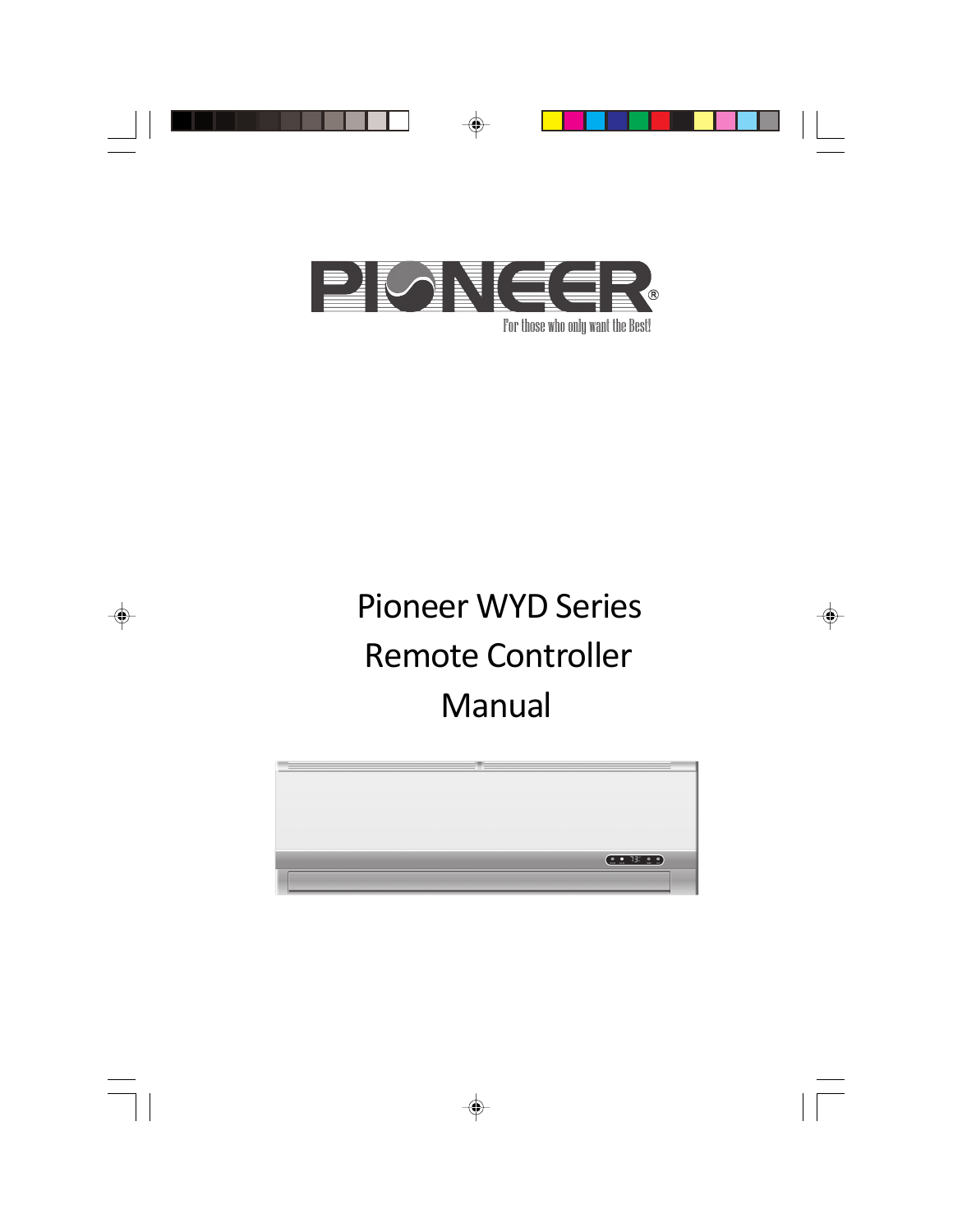# PIONEER®

For those who only want the Best!

# Pioneer WYD Series Remote Controller Manual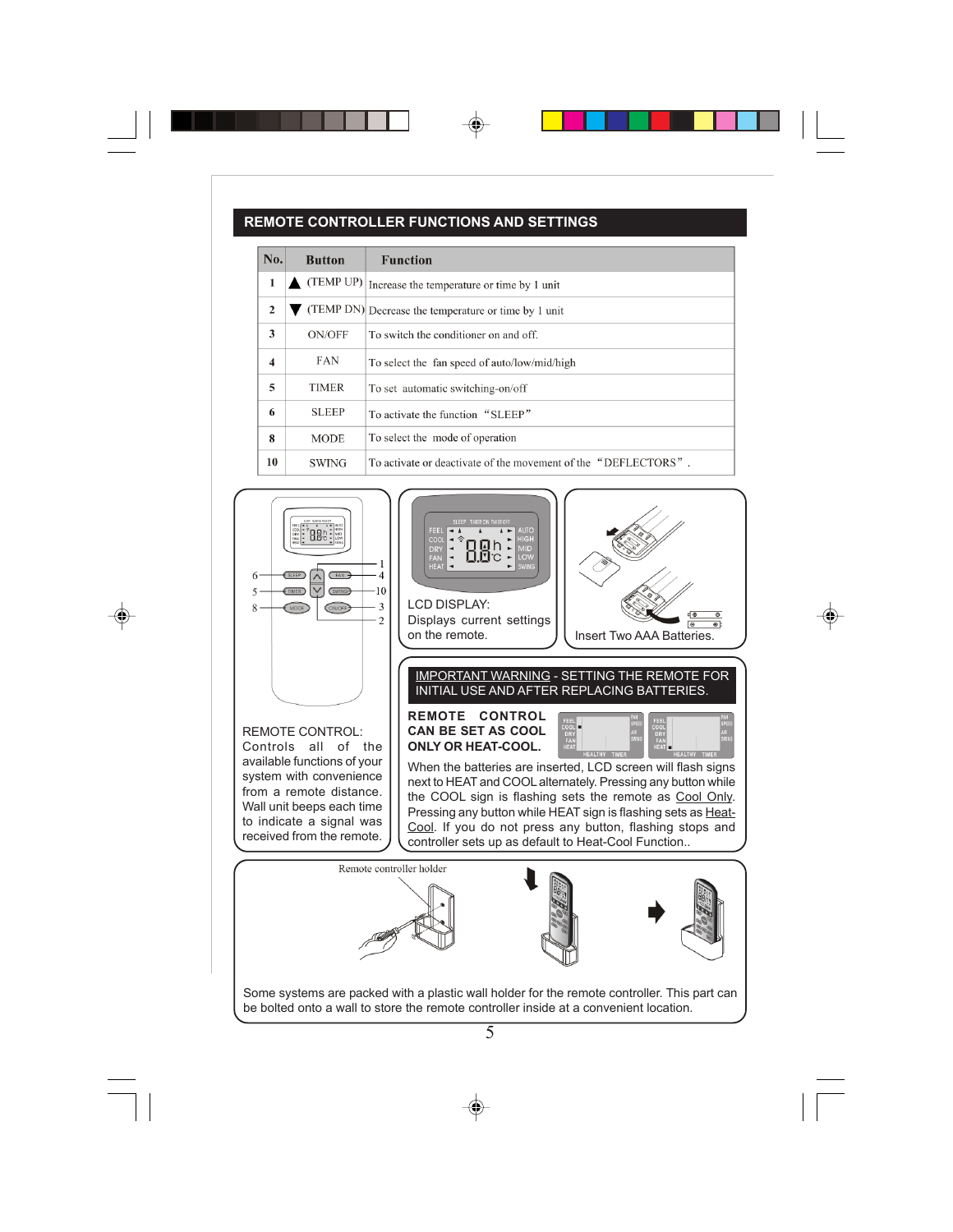## REMOTE CONTROLLER FUNCTIONS AND SETTINGS

| No. | Button | Function |
|---|---|---|
| 1 | ▲ (TEMP UP) | Increase the temperature or time by 1 unit |
| 2 | ▼ (TEMP DN) | Decrease the temperature or time by 1 unit |
| 3 | ON/OFF | To switch the conditioner on and off. |
| 4 | FAN | To select the fan speed of auto/low/mid/high |
| 5 | TIMER | To set automatic switching-on/off |
| 6 | SLEEP | To activate the function "SLEEP" |
| 8 | MODE | To select the mode of operation |
| 10 | SWING | To activate or deactivate of the movement of the "DEFLECTORS". |

REMOTE CONTROL:
Controls all of the available functions of your system with convenience from a remote distance. Wall unit beeps each time to indicate a signal was received from the remote.

LCD DISPLAY:
Displays current settings on the remote.

Insert Two AAA Batteries.

**IMPORTANT WARNING** - SETTING THE REMOTE FOR INITIAL USE AND AFTER REPLACING BATTERIES.

**REMOTE CONTROL CAN BE SET AS COOL ONLY OR HEAT-COOL.**

When the batteries are inserted, LCD screen will flash signs next to HEAT and COOL alternately. Pressing any button while the COOL sign is flashing sets the remote as Cool Only. Pressing any button while HEAT sign is flashing sets as Heat-Cool. If you do not press any button, flashing stops and controller sets up as default to Heat-Cool Function..

Remote controller holder

Some systems are packed with a plastic wall holder for the remote controller. This part can be bolted onto a wall to store the remote controller inside at a convenient location.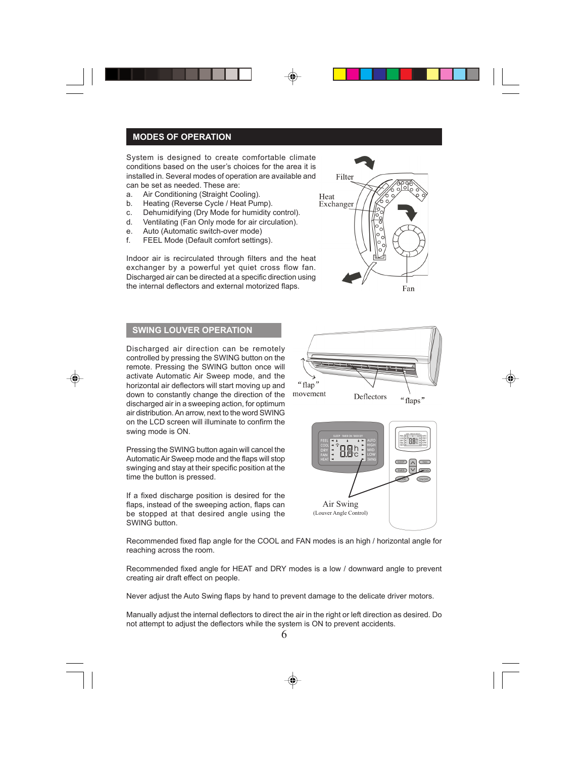## MODES OF OPERATION

System is designed to create comfortable climate conditions based on the user's choices for the area it is installed in. Several modes of operation are available and can be set as needed. These are:

a. Air Conditioning (Straight Cooling).
b. Heating (Reverse Cycle / Heat Pump).
c. Dehumidifying (Dry Mode for humidity control).
d. Ventilating (Fan Only mode for air circulation).
e. Auto (Automatic switch-over mode)
f. FEEL Mode (Default comfort settings).

Indoor air is recirculated through filters and the heat exchanger by a powerful yet quiet cross flow fan. Discharged air can be directed at a specific direction using the internal deflectors and external motorized flaps.

## SWING LOUVER OPERATION

Discharged air direction can be remotely controlled by pressing the SWING button on the remote. Pressing the SWING button once will activate Automatic Air Sweep mode, and the horizontal air deflectors will start moving up and down to constantly change the direction of the discharged air in a sweeping action, for optimum air distribution. An arrow, next to the word SWING on the LCD screen will illuminate to confirm the swing mode is ON.

Pressing the SWING button again will cancel the Automatic Air Sweep mode and the flaps will stop swinging and stay at their specific position at the time the button is pressed.

If a fixed discharge position is desired for the flaps, instead of the sweeping action, flaps can be stopped at that desired angle using the SWING button.

Recommended fixed flap angle for the COOL and FAN modes is an high / horizontal angle for reaching across the room.

Recommended fixed angle for HEAT and DRY modes is a low / downward angle to prevent creating air draft effect on people.

Never adjust the Auto Swing flaps by hand to prevent damage to the delicate driver motors.

Manually adjust the internal deflectors to direct the air in the right or left direction as desired. Do not attempt to adjust the deflectors while the system is ON to prevent accidents.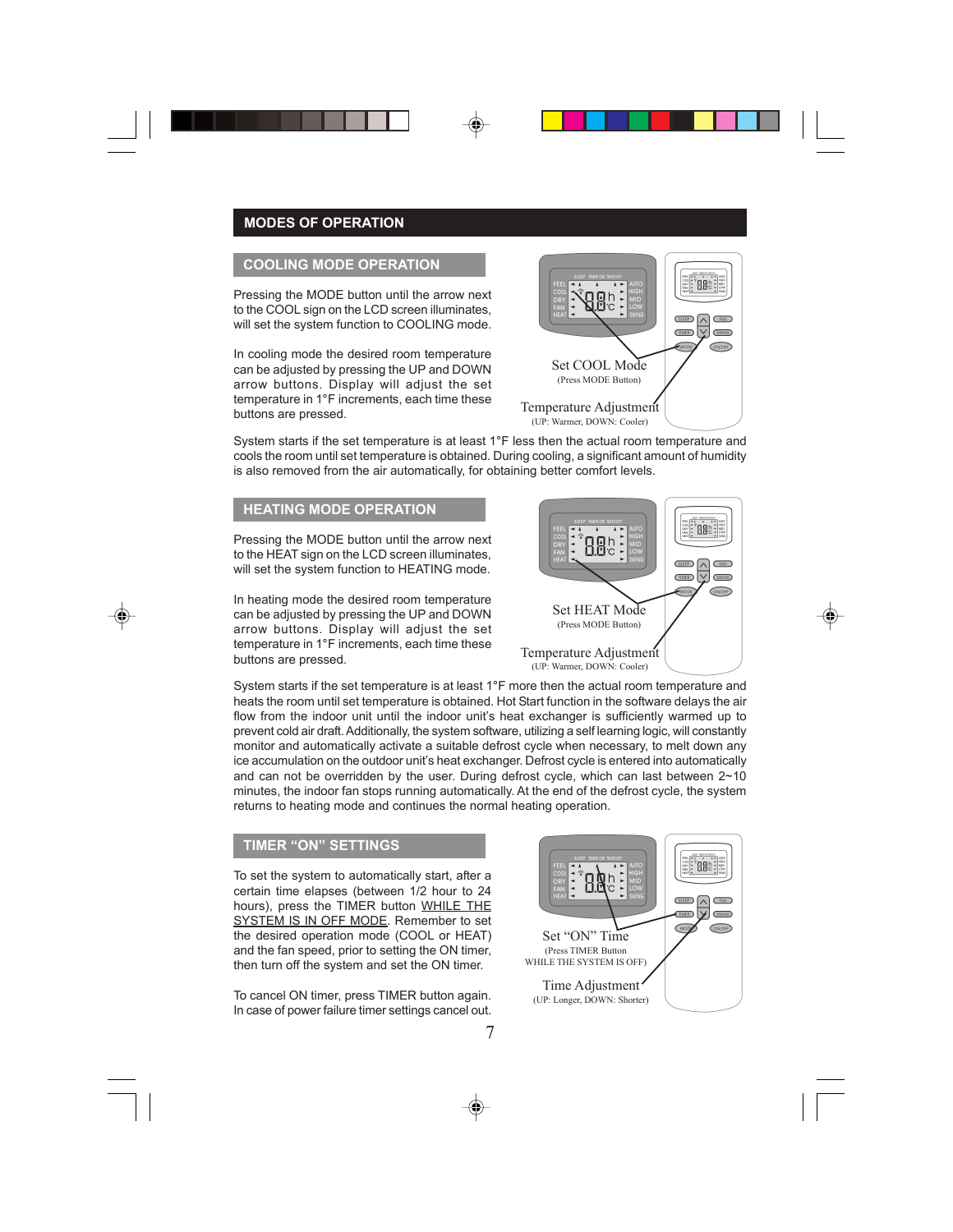# MODES OF OPERATION

## COOLING MODE OPERATION

Pressing the MODE button until the arrow next to the COOL sign on the LCD screen illuminates, will set the system function to COOLING mode.

In cooling mode the desired room temperature can be adjusted by pressing the UP and DOWN arrow buttons. Display will adjust the set temperature in 1°F increments, each time these buttons are pressed.

Set COOL Mode
(Press MODE Button)

Temperature Adjustment
(UP: Warmer, DOWN: Cooler)

System starts if the set temperature is at least 1°F less then the actual room temperature and cools the room until set temperature is obtained. During cooling, a significant amount of humidity is also removed from the air automatically, for obtaining better comfort levels.

## HEATING MODE OPERATION

Pressing the MODE button until the arrow next to the HEAT sign on the LCD screen illuminates, will set the system function to HEATING mode.

In heating mode the desired room temperature can be adjusted by pressing the UP and DOWN arrow buttons. Display will adjust the set temperature in 1°F increments, each time these buttons are pressed.

Set HEAT Mode
(Press MODE Button)

Temperature Adjustment
(UP: Warmer, DOWN: Cooler)

System starts if the set temperature is at least 1°F more then the actual room temperature and heats the room until set temperature is obtained. Hot Start function in the software delays the air flow from the indoor unit until the indoor unit's heat exchanger is sufficiently warmed up to prevent cold air draft. Additionally, the system software, utilizing a self learning logic, will constantly monitor and automatically activate a suitable defrost cycle when necessary, to melt down any ice accumulation on the outdoor unit's heat exchanger. Defrost cycle is entered into automatically and can not be overridden by the user. During defrost cycle, which can last between 2~10 minutes, the indoor fan stops running automatically. At the end of the defrost cycle, the system returns to heating mode and continues the normal heating operation.

## TIMER "ON" SETTINGS

To set the system to automatically start, after a certain time elapses (between 1/2 hour to 24 hours), press the TIMER button WHILE THE SYSTEM IS IN OFF MODE. Remember to set the desired operation mode (COOL or HEAT) and the fan speed, prior to setting the ON timer, then turn off the system and set the ON timer.

To cancel ON timer, press TIMER button again. In case of power failure timer settings cancel out.

Set "ON" Time
(Press TIMER Button WHILE THE SYSTEM IS OFF)

Time Adjustment
(UP: Longer, DOWN: Shorter)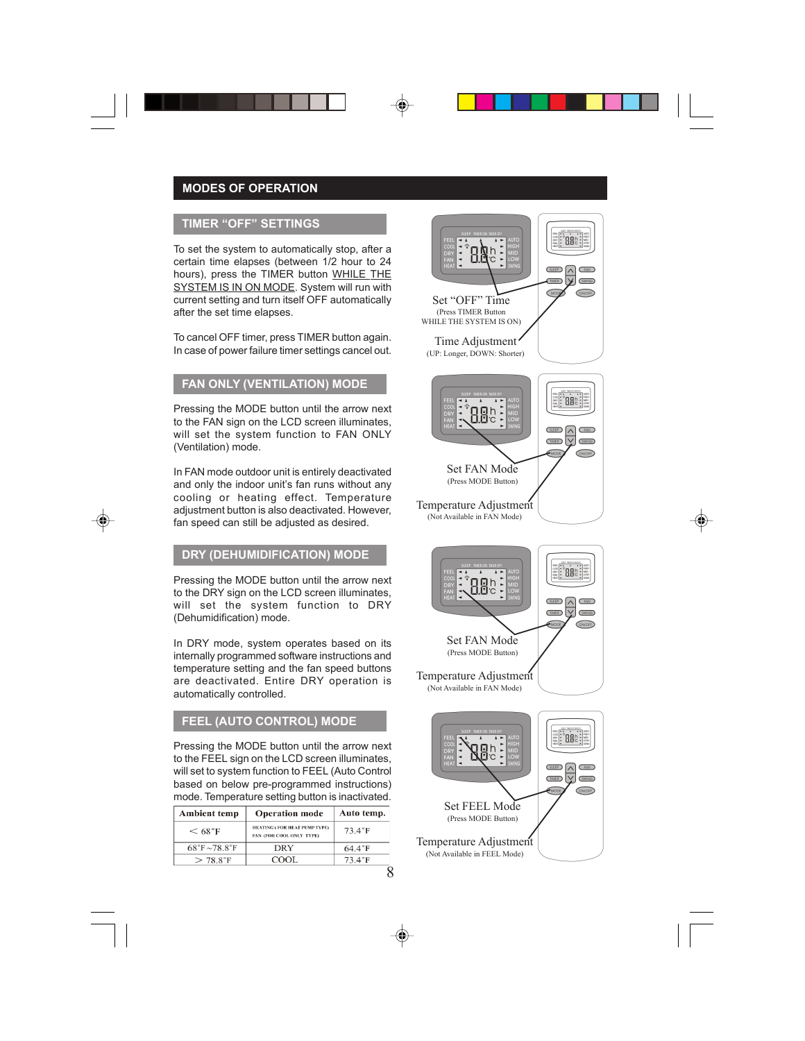# MODES OF OPERATION

## TIMER "OFF" SETTINGS

To set the system to automatically stop, after a certain time elapses (between 1/2 hour to 24 hours), press the TIMER button WHILE THE SYSTEM IS IN ON MODE. System will run with current setting and turn itself OFF automatically after the set time elapses.

To cancel OFF timer, press TIMER button again. In case of power failure timer settings cancel out.

Set "OFF" Time
(Press TIMER Button WHILE THE SYSTEM IS ON)

Time Adjustment
(UP: Longer, DOWN: Shorter)

## FAN ONLY (VENTILATION) MODE

Pressing the MODE button until the arrow next to the FAN sign on the LCD screen illuminates, will set the system function to FAN ONLY (Ventilation) mode.

In FAN mode outdoor unit is entirely deactivated and only the indoor unit's fan runs without any cooling or heating effect. Temperature adjustment button is also deactivated. However, fan speed can still be adjusted as desired.

Set FAN Mode
(Press MODE Button)

Temperature Adjustment
(Not Available in FAN Mode)

## DRY (DEHUMIDIFICATION) MODE

Pressing the MODE button until the arrow next to the DRY sign on the LCD screen illuminates, will set the system function to DRY (Dehumidification) mode.

In DRY mode, system operates based on its internally programmed software instructions and temperature setting and the fan speed buttons are deactivated. Entire DRY operation is automatically controlled.

Set FAN Mode
(Press MODE Button)

Temperature Adjustment
(Not Available in FAN Mode)

## FEEL (AUTO CONTROL) MODE

Pressing the MODE button until the arrow next to the FEEL sign on the LCD screen illuminates, will set to system function to FEEL (Auto Control based on below pre-programmed instructions) mode. Temperature setting button is inactivated.

| Ambient temp | Operation mode | Auto temp. |
|---|---|---|
| < 68°F | HEATING (FOR HEAT PUMP TYPE) FAN (FOR COOL ONLY TYPE) | 73.4°F |
| 68°F ~78.8°F | DRY | 64.4°F |
| > 78.8°F | COOL | 73.4°F |

Set FEEL Mode
(Press MODE Button)

Temperature Adjustment
(Not Available in FEEL Mode)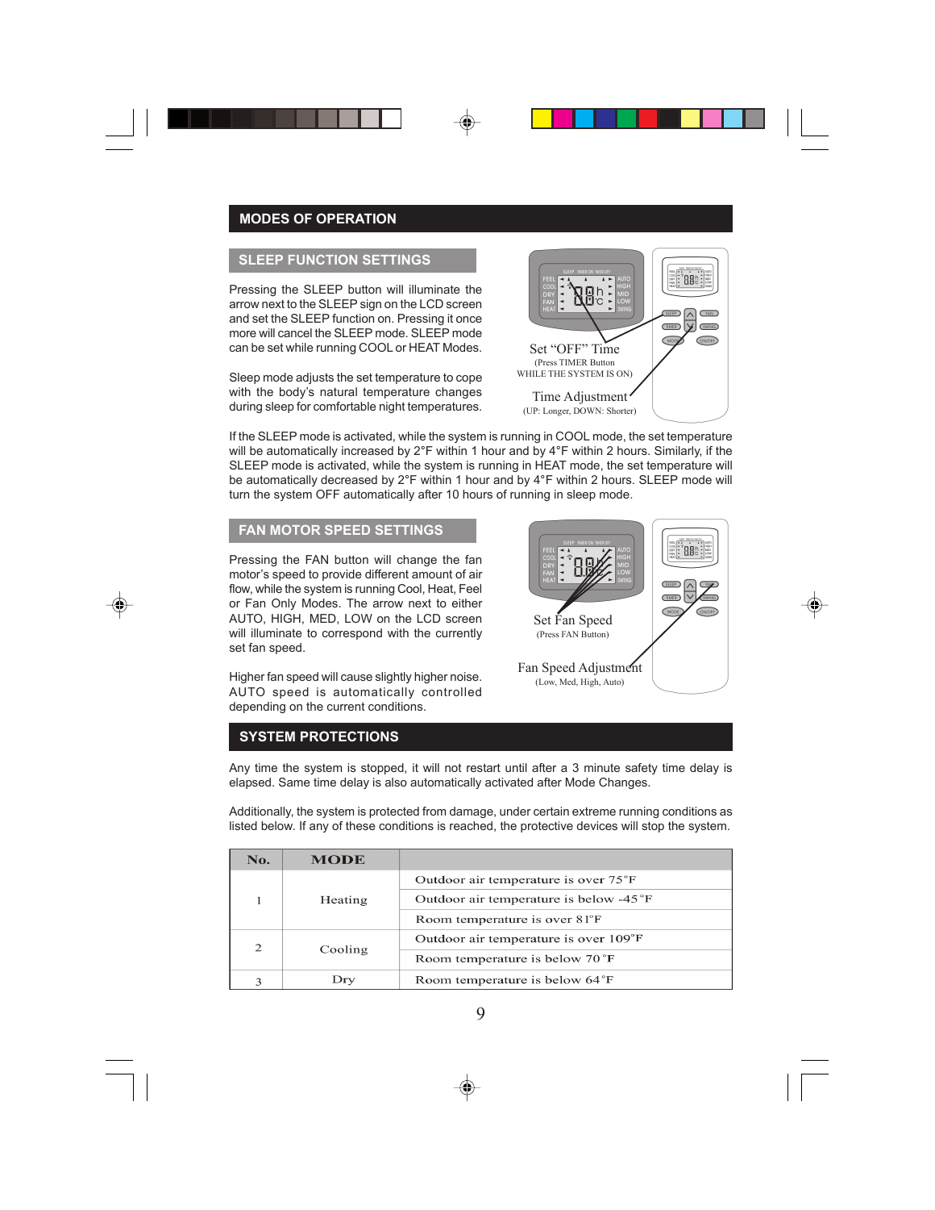# MODES OF OPERATION

## SLEEP FUNCTION SETTINGS

Pressing the SLEEP button will illuminate the arrow next to the SLEEP sign on the LCD screen and set the SLEEP function on. Pressing it once more will cancel the SLEEP mode. SLEEP mode can be set while running COOL or HEAT Modes.

Sleep mode adjusts the set temperature to cope with the body's natural temperature changes during sleep for comfortable night temperatures.

Set "OFF" Time
(Press TIMER Button WHILE THE SYSTEM IS ON)

Time Adjustment
(UP: Longer, DOWN: Shorter)

If the SLEEP mode is activated, while the system is running in COOL mode, the set temperature will be automatically increased by 2°F within 1 hour and by 4°F within 2 hours. Similarly, if the SLEEP mode is activated, while the system is running in HEAT mode, the set temperature will be automatically decreased by 2°F within 1 hour and by 4°F within 2 hours. SLEEP mode will turn the system OFF automatically after 10 hours of running in sleep mode.

## FAN MOTOR SPEED SETTINGS

Pressing the FAN button will change the fan motor's speed to provide different amount of air flow, while the system is running Cool, Heat, Feel or Fan Only Modes. The arrow next to either AUTO, HIGH, MED, LOW on the LCD screen will illuminate to correspond with the currently set fan speed.

Higher fan speed will cause slightly higher noise. AUTO speed is automatically controlled depending on the current conditions.

Set Fan Speed
(Press FAN Button)

Fan Speed Adjustment
(Low, Med, High, Auto)

# SYSTEM PROTECTIONS

Any time the system is stopped, it will not restart until after a 3 minute safety time delay is elapsed. Same time delay is also automatically activated after Mode Changes.

Additionally, the system is protected from damage, under certain extreme running conditions as listed below. If any of these conditions is reached, the protective devices will stop the system.

| No. | MODE | |
|---|---|---|
| 1 | Heating | Outdoor air temperature is over 75°F |
| | | Outdoor air temperature is below -45°F |
| | | Room temperature is over 81°F |
| 2 | Cooling | Outdoor air temperature is over 109°F |
| | | Room temperature is below 70°F |
| 3 | Dry | Room temperature is below 64°F |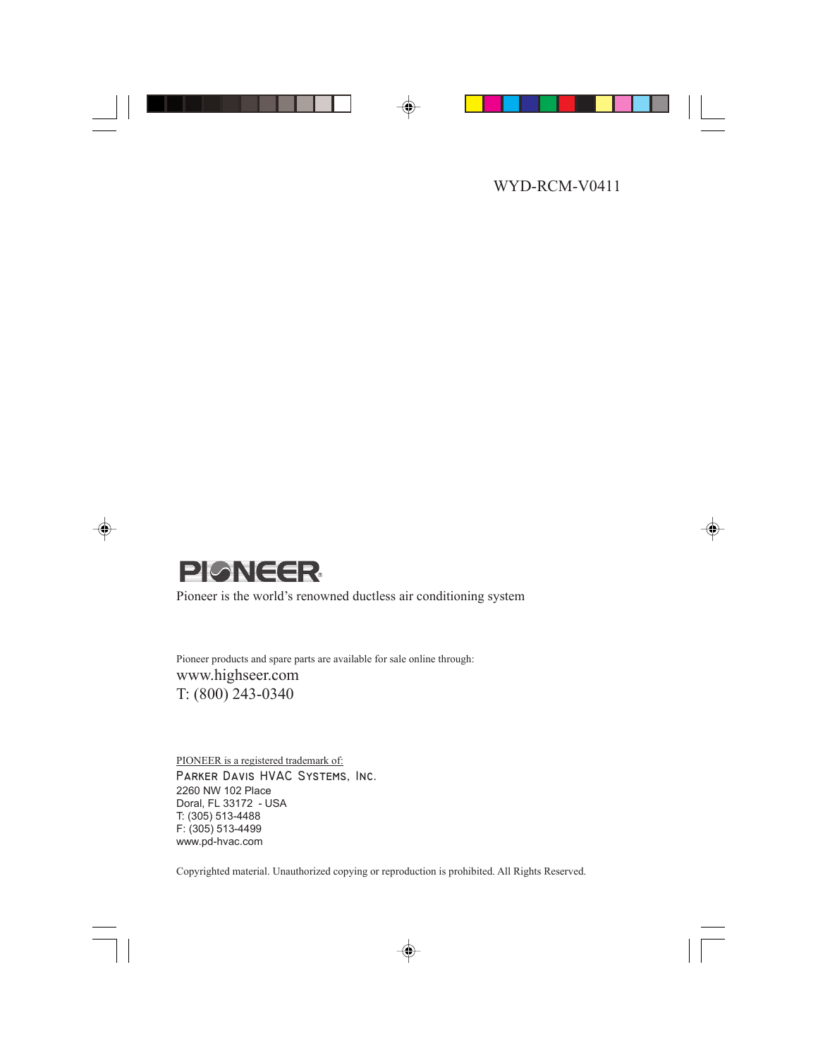WYD-RCM-V0411

PIONEER®

Pioneer is the world's renowned ductless air conditioning system

Pioneer products and spare parts are available for sale online through:

www.highseer.com

T: (800) 243-0340

PIONEER is a registered trademark of:

PARKER DAVIS HVAC SYSTEMS, INC.
2260 NW 102 Place
Doral, FL 33172 - USA
T: (305) 513-4488
F: (305) 513-4499
www.pd-hvac.com

Copyrighted material. Unauthorized copying or reproduction is prohibited. All Rights Reserved.